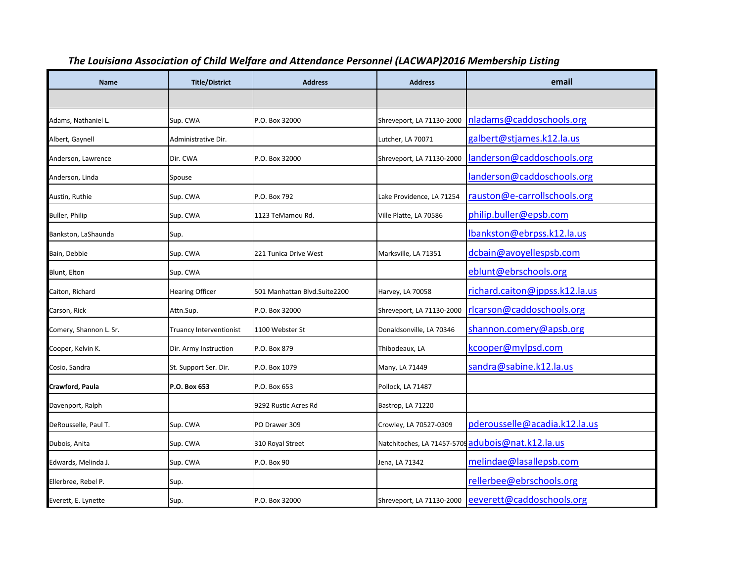# *The Louisiana Association of Child Welfare and Attendance Personnel (LACWAP)2016 Membership Listing*

| Name | Title/District | Address | Address | email |
|---|---|---|---|---|
| | | | | |
| Adams, Nathaniel L. | Sup. CWA | P.O. Box 32000 | Shreveport, LA 71130-2000 | nladams@caddoschools.org |
| Albert, Gaynell | Administrative Dir. | | Lutcher, LA 70071 | galbert@stjames.k12.la.us |
| Anderson, Lawrence | Dir. CWA | P.O. Box 32000 | Shreveport, LA 71130-2000 | landerson@caddoschools.org |
| Anderson, Linda | Spouse | | | landerson@caddoschools.org |
| Austin, Ruthie | Sup. CWA | P.O. Box 792 | Lake Providence, LA 71254 | rauston@e-carrollschools.org |
| Buller, Philip | Sup. CWA | 1123 TeMamou Rd. | Ville Platte, LA 70586 | philip.buller@epsb.com |
| Bankston, LaShaunda | Sup. | | | lbankston@ebrpss.k12.la.us |
| Bain, Debbie | Sup. CWA | 221 Tunica Drive West | Marksville, LA 71351 | dcbain@avoyellespsb.com |
| Blunt, Elton | Sup. CWA | | | eblunt@ebrschools.org |
| Caiton, Richard | Hearing Officer | 501 Manhattan Blvd.Suite2200 | Harvey, LA 70058 | richard.caiton@jppss.k12.la.us |
| Carson, Rick | Attn.Sup. | P.O. Box 32000 | Shreveport, LA 71130-2000 | rlcarson@caddoschools.org |
| Comery, Shannon L. Sr. | Truancy Interventionist | 1100 Webster St | Donaldsonville, LA 70346 | shannon.comery@apsb.org |
| Cooper, Kelvin K. | Dir. Army Instruction | P.O. Box 879 | Thibodeaux, LA | kcooper@mylpsd.com |
| Cosio, Sandra | St. Support Ser. Dir. | P.O. Box 1079 | Many, LA 71449 | sandra@sabine.k12.la.us |
| **Crawford, Paula** | **P.O. Box 653** | P.O. Box 653 | Pollock, LA 71487 | |
| Davenport, Ralph | | 9292 Rustic Acres Rd | Bastrop, LA 71220 | |
| DeRousselle, Paul T. | Sup. CWA | PO Drawer 309 | Crowley, LA 70527-0309 | pderousselle@acadia.k12.la.us |
| Dubois, Anita | Sup. CWA | 310 Royal Street | Natchitoches, LA 71457-5709 | adubois@nat.k12.la.us |
| Edwards, Melinda J. | Sup. CWA | P.O. Box 90 | Jena, LA 71342 | melindae@lasallepsb.com |
| Ellerbree, Rebel P. | Sup. | | | rellerbee@ebrschools.org |
| Everett, E. Lynette | Sup. | P.O. Box 32000 | Shreveport, LA 71130-2000 | eeverett@caddoschools.org |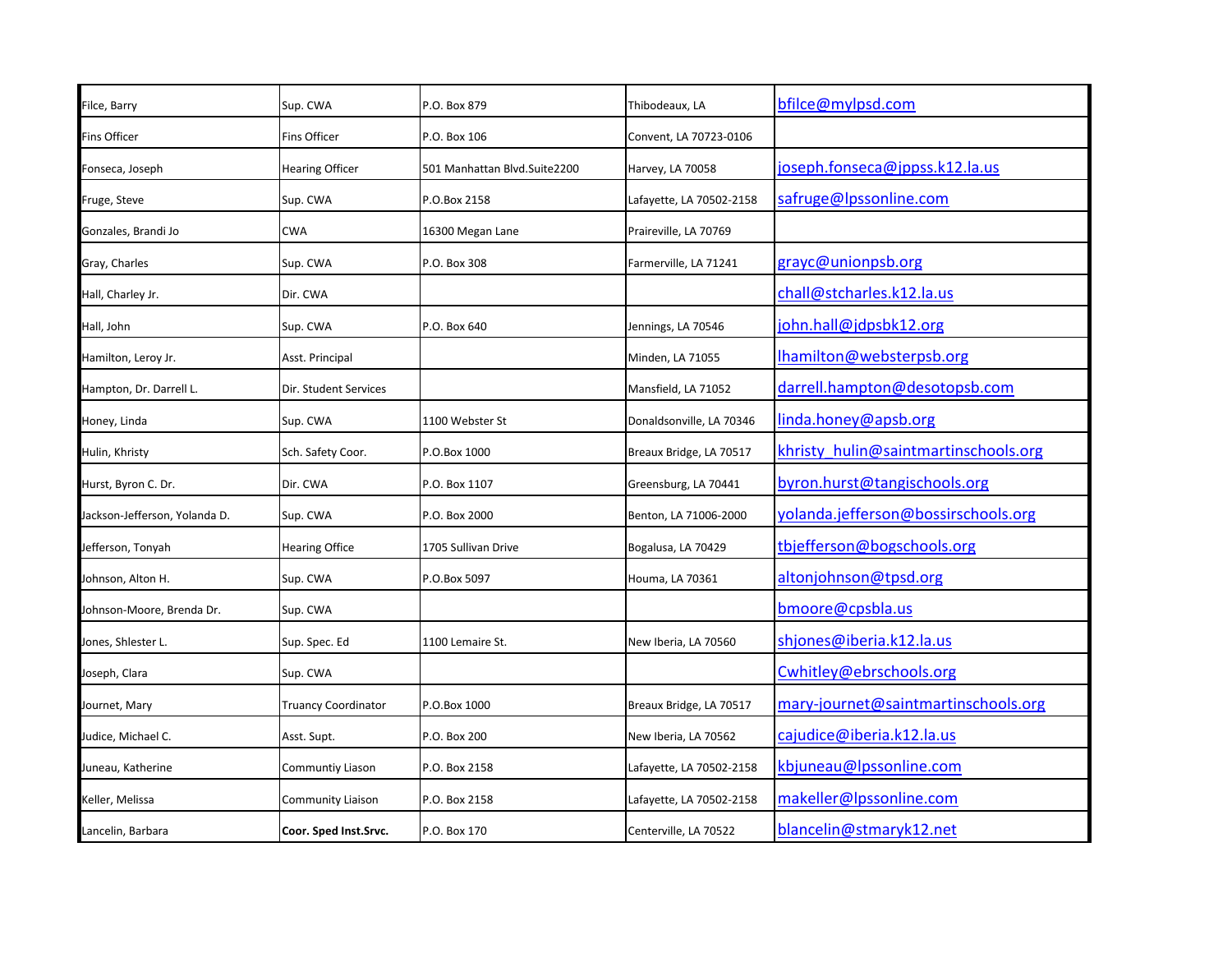| | | | | |
|---|---|---|---|---|
| Filce, Barry | Sup. CWA | P.O. Box 879 | Thibodeaux, LA | bfilce@mylpsd.com |
| Fins Officer | Fins Officer | P.O. Box 106 | Convent, LA 70723-0106 | |
| Fonseca, Joseph | Hearing Officer | 501 Manhattan Blvd.Suite2200 | Harvey, LA 70058 | joseph.fonseca@jppss.k12.la.us |
| Fruge, Steve | Sup. CWA | P.O.Box 2158 | Lafayette, LA 70502-2158 | safruge@lpssonline.com |
| Gonzales, Brandi Jo | CWA | 16300 Megan Lane | Praireville, LA 70769 | |
| Gray, Charles | Sup. CWA | P.O. Box 308 | Farmerville, LA 71241 | grayc@unionpsb.org |
| Hall, Charley Jr. | Dir. CWA | | | chall@stcharles.k12.la.us |
| Hall, John | Sup. CWA | P.O. Box 640 | Jennings, LA 70546 | john.hall@jdpsbk12.org |
| Hamilton, Leroy Jr. | Asst. Principal | | Minden, LA 71055 | lhamilton@websterpsb.org |
| Hampton, Dr. Darrell L. | Dir. Student Services | | Mansfield, LA 71052 | darrell.hampton@desotopsb.com |
| Honey, Linda | Sup. CWA | 1100 Webster St | Donaldsonville, LA 70346 | linda.honey@apsb.org |
| Hulin, Khristy | Sch. Safety Coor. | P.O.Box 1000 | Breaux Bridge, LA 70517 | khristy_hulin@saintmartinschools.org |
| Hurst, Byron C. Dr. | Dir. CWA | P.O. Box 1107 | Greensburg, LA 70441 | byron.hurst@tangischools.org |
| Jackson-Jefferson, Yolanda D. | Sup. CWA | P.O. Box 2000 | Benton, LA 71006-2000 | yolanda.jefferson@bossirschools.org |
| Jefferson, Tonyah | Hearing Office | 1705 Sullivan Drive | Bogalusa, LA 70429 | tbjefferson@bogschools.org |
| Johnson, Alton H. | Sup. CWA | P.O.Box 5097 | Houma, LA 70361 | altonjohnson@tpsd.org |
| Johnson-Moore, Brenda Dr. | Sup. CWA | | | bmoore@cpsbla.us |
| Jones, Shlester L. | Sup. Spec. Ed | 1100 Lemaire St. | New Iberia, LA 70560 | shjones@iberia.k12.la.us |
| Joseph, Clara | Sup. CWA | | | Cwhitley@ebrschools.org |
| Journet, Mary | Truancy Coordinator | P.O.Box 1000 | Breaux Bridge, LA 70517 | mary-journet@saintmartinschools.org |
| Judice, Michael C. | Asst. Supt. | P.O. Box 200 | New Iberia, LA 70562 | cajudice@iberia.k12.la.us |
| Juneau, Katherine | Communtiy Liason | P.O. Box 2158 | Lafayette, LA 70502-2158 | kbjuneau@lpssonline.com |
| Keller, Melissa | Community Liaison | P.O. Box 2158 | Lafayette, LA 70502-2158 | makeller@lpssonline.com |
| Lancelin, Barbara | **Coor. Sped Inst.Srvc.** | P.O. Box 170 | Centerville, LA 70522 | blancelin@stmaryk12.net |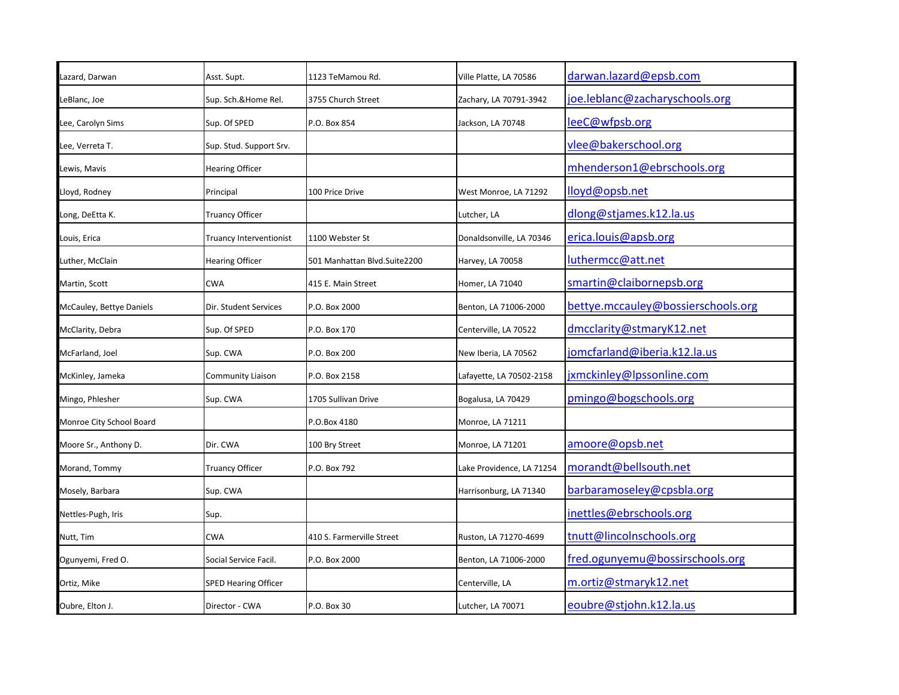| | | | | |
|---|---|---|---|---|
| Lazard, Darwan | Asst. Supt. | 1123 TeMamou Rd. | Ville Platte, LA 70586 | darwan.lazard@epsb.com |
| LeBlanc, Joe | Sup. Sch.&Home Rel. | 3755 Church Street | Zachary, LA 70791-3942 | joe.leblanc@zacharyschools.org |
| Lee, Carolyn Sims | Sup. Of SPED | P.O. Box 854 | Jackson, LA 70748 | leeC@wfpsb.org |
| Lee, Verreta T. | Sup. Stud. Support Srv. | | | vlee@bakerschool.org |
| Lewis, Mavis | Hearing Officer | | | mhenderson1@ebrschools.org |
| Lloyd, Rodney | Principal | 100 Price Drive | West Monroe, LA 71292 | lloyd@opsb.net |
| Long, DeEtta K. | Truancy Officer | | Lutcher, LA | dlong@stjames.k12.la.us |
| Louis, Erica | Truancy Interventionist | 1100 Webster St | Donaldsonville, LA 70346 | erica.louis@apsb.org |
| Luther, McClain | Hearing Officer | 501 Manhattan Blvd.Suite2200 | Harvey, LA 70058 | luthermcc@att.net |
| Martin, Scott | CWA | 415 E. Main Street | Homer, LA 71040 | smartin@clabornepsb.org |
| McCauley, Bettye Daniels | Dir. Student Services | P.O. Box 2000 | Benton, LA 71006-2000 | bettye.mccauley@bossierschools.org |
| McClarity, Debra | Sup. Of SPED | P.O. Box 170 | Centerville, LA 70522 | dmcclarity@stmaryK12.net |
| McFarland, Joel | Sup. CWA | P.O. Box 200 | New Iberia, LA 70562 | jomcfarland@iberia.k12.la.us |
| McKinley, Jameka | Community Liaison | P.O. Box 2158 | Lafayette, LA 70502-2158 | jxmckinley@lpssonline.com |
| Mingo, Phlesher | Sup. CWA | 1705 Sullivan Drive | Bogalusa, LA 70429 | pmingo@bogschools.org |
| Monroe City School Board | | P.O.Box 4180 | Monroe, LA 71211 | |
| Moore Sr., Anthony D. | Dir. CWA | 100 Bry Street | Monroe, LA 71201 | amoore@opsb.net |
| Morand, Tommy | Truancy Officer | P.O. Box 792 | Lake Providence, LA 71254 | morandt@bellsouth.net |
| Mosely, Barbara | Sup. CWA | | Harrisonburg, LA 71340 | barbaramoseley@cpsbla.org |
| Nettles-Pugh, Iris | Sup. | | | inettles@ebrschools.org |
| Nutt, Tim | CWA | 410 S. Farmerville Street | Ruston, LA 71270-4699 | tnutt@lincolnschools.org |
| Ogunyemi, Fred O. | Social Service Facil. | P.O. Box 2000 | Benton, LA 71006-2000 | fred.ogunyemu@bossirschools.org |
| Ortiz, Mike | SPED Hearing Officer | | Centerville, LA | m.ortiz@stmaryk12.net |
| Oubre, Elton J. | Director - CWA | P.O. Box 30 | Lutcher, LA 70071 | eoubre@stjohn.k12.la.us |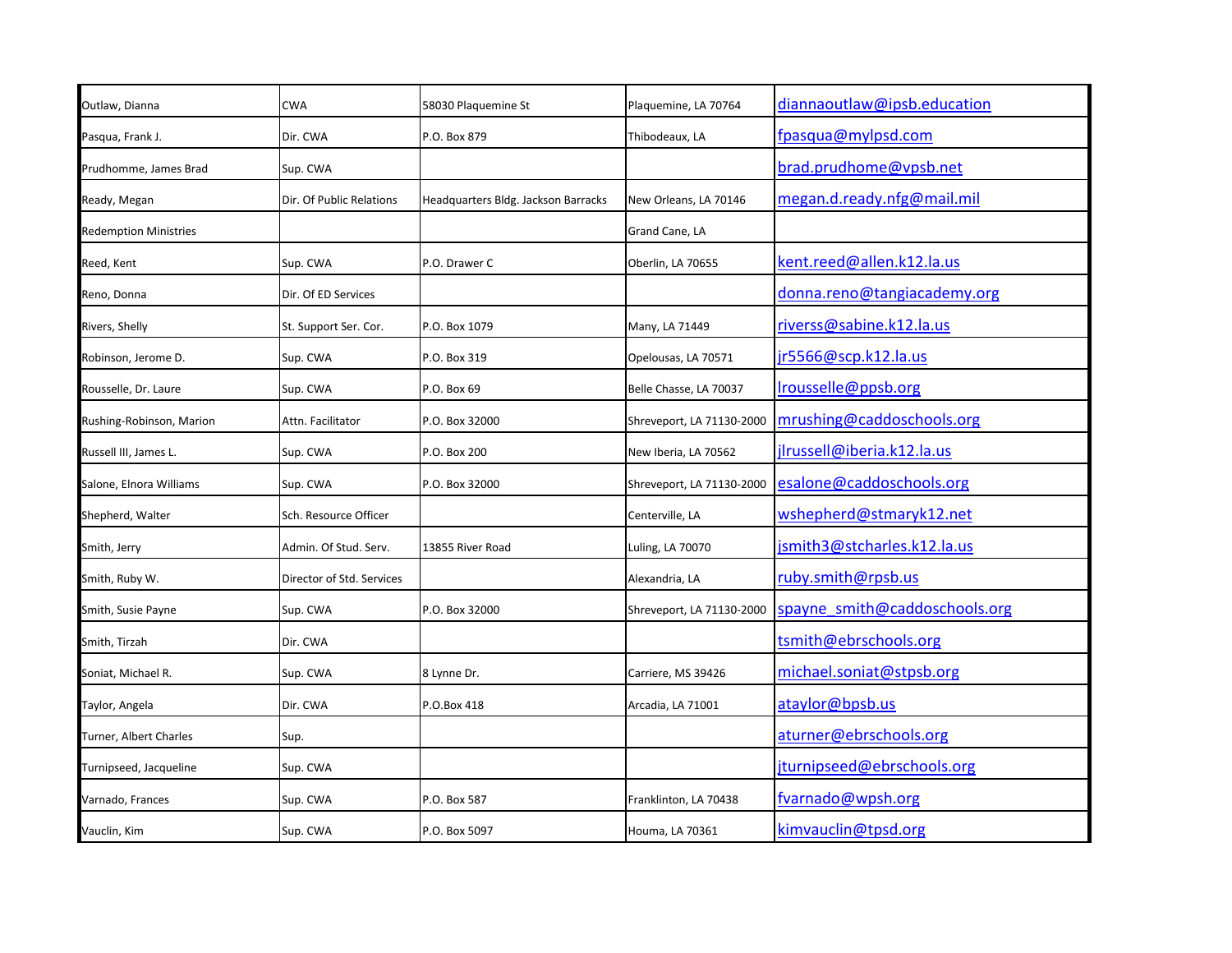| | | | | |
|---|---|---|---|---|
| Outlaw, Dianna | CWA | 58030 Plaquemine St | Plaquemine, LA 70764 | diannaoutlaw@ipsb.education |
| Pasqua, Frank J. | Dir. CWA | P.O. Box 879 | Thibodeaux, LA | fpasqua@mylpsd.com |
| Prudhomme, James Brad | Sup. CWA | | | brad.prudhome@vpsb.net |
| Ready, Megan | Dir. Of Public Relations | Headquarters Bldg. Jackson Barracks | New Orleans, LA 70146 | megan.d.ready.nfg@mail.mil |
| Redemption Ministries | | | Grand Cane, LA | |
| Reed, Kent | Sup. CWA | P.O. Drawer C | Oberlin, LA 70655 | kent.reed@allen.k12.la.us |
| Reno, Donna | Dir. Of ED Services | | | donna.reno@tangiacademy.org |
| Rivers, Shelly | St. Support Ser. Cor. | P.O. Box 1079 | Many, LA 71449 | riverss@sabine.k12.la.us |
| Robinson, Jerome D. | Sup. CWA | P.O. Box 319 | Opelousas, LA 70571 | jr5566@scp.k12.la.us |
| Rousselle, Dr. Laure | Sup. CWA | P.O. Box 69 | Belle Chasse, LA 70037 | lrousselle@ppsb.org |
| Rushing-Robinson, Marion | Attn. Facilitator | P.O. Box 32000 | Shreveport, LA 71130-2000 | mrushing@caddoschools.org |
| Russell III, James L. | Sup. CWA | P.O. Box 200 | New Iberia, LA 70562 | jlrussell@iberia.k12.la.us |
| Salone, Elnora Williams | Sup. CWA | P.O. Box 32000 | Shreveport, LA 71130-2000 | esalone@caddoschools.org |
| Shepherd, Walter | Sch. Resource Officer | | Centerville, LA | wshepherd@stmaryk12.net |
| Smith, Jerry | Admin. Of Stud. Serv. | 13855 River Road | Luling, LA 70070 | jsmith3@stcharles.k12.la.us |
| Smith, Ruby W. | Director of Std. Services | | Alexandria, LA | ruby.smith@rpsb.us |
| Smith, Susie Payne | Sup. CWA | P.O. Box 32000 | Shreveport, LA 71130-2000 | spayne_smith@caddoschools.org |
| Smith, Tirzah | Dir. CWA | | | tsmith@ebrschools.org |
| Soniat, Michael R. | Sup. CWA | 8 Lynne Dr. | Carriere, MS 39426 | michael.soniat@stpsb.org |
| Taylor, Angela | Dir. CWA | P.O.Box 418 | Arcadia, LA 71001 | ataylor@bpsb.us |
| Turner, Albert Charles | Sup. | | | aturner@ebrschools.org |
| Turnipseed, Jacqueline | Sup. CWA | | | jturnipseed@ebrschools.org |
| Varnado, Frances | Sup. CWA | P.O. Box 587 | Franklinton, LA 70438 | fvarnado@wpsh.org |
| Vauclin, Kim | Sup. CWA | P.O. Box 5097 | Houma, LA 70361 | kimvauclin@tpsd.org |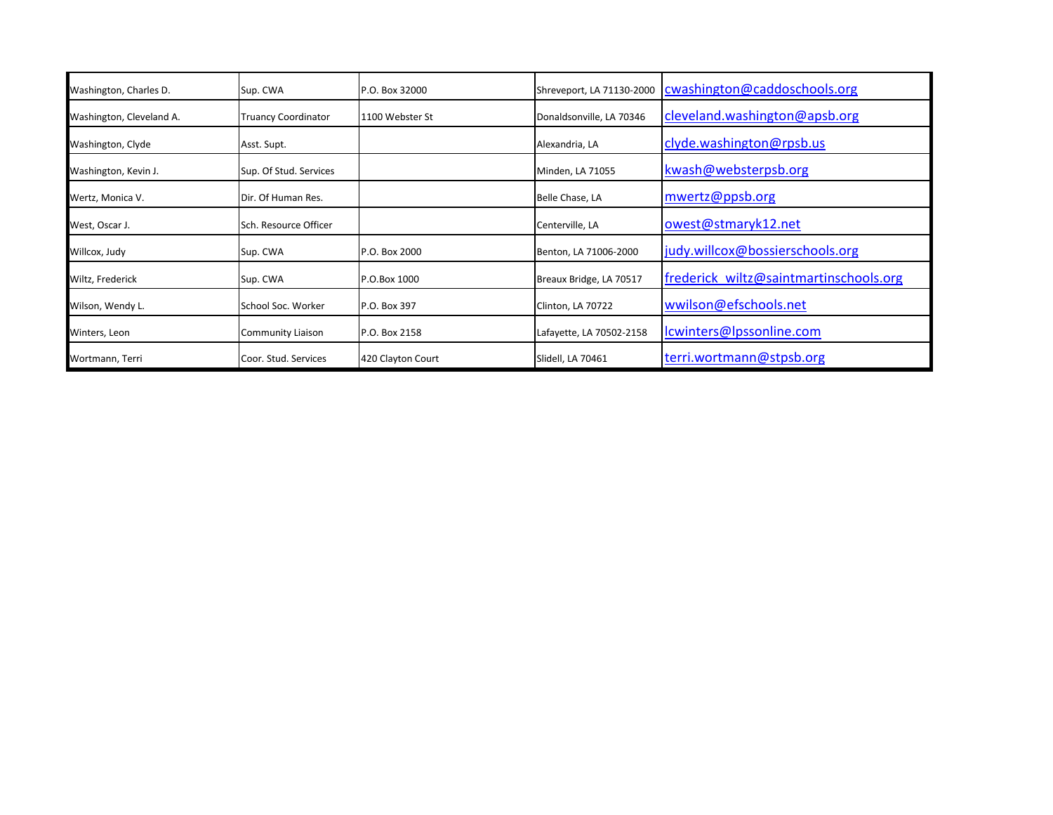| | | | | |
|---|---|---|---|---|
| Washington, Charles D. | Sup. CWA | P.O. Box 32000 | Shreveport, LA 71130-2000 | cwashington@caddoschools.org |
| Washington, Cleveland A. | Truancy Coordinator | 1100 Webster St | Donaldsonville, LA 70346 | cleveland.washington@apsb.org |
| Washington, Clyde | Asst. Supt. | | Alexandria, LA | clyde.washington@rpsb.us |
| Washington, Kevin J. | Sup. Of Stud. Services | | Minden, LA 71055 | kwash@websterpsb.org |
| Wertz, Monica V. | Dir. Of Human Res. | | Belle Chase, LA | mwertz@ppsb.org |
| West, Oscar J. | Sch. Resource Officer | | Centerville, LA | owest@stmaryk12.net |
| Willcox, Judy | Sup. CWA | P.O. Box 2000 | Benton, LA 71006-2000 | judy.willcox@bossierschools.org |
| Wiltz, Frederick | Sup. CWA | P.O.Box 1000 | Breaux Bridge, LA 70517 | frederick_wiltz@saintmartinschools.org |
| Wilson, Wendy L. | School Soc. Worker | P.O. Box 397 | Clinton, LA 70722 | wwilson@efschools.net |
| Winters, Leon | Community Liaison | P.O. Box 2158 | Lafayette, LA 70502-2158 | lcwinters@lpssonline.com |
| Wortmann, Terri | Coor. Stud. Services | 420 Clayton Court | Slidell, LA 70461 | terri.wortmann@stpsb.org |